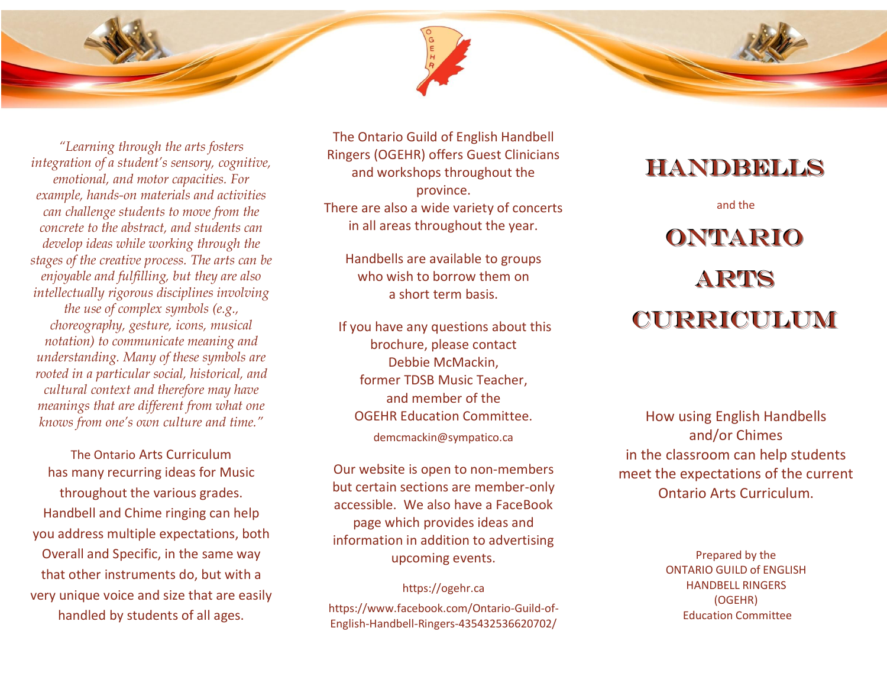*"Learning through the arts fosters integration of a student's sensory, cognitive, emotional, and motor capacities. For example, hands-on materials and activities can challenge students to move from the concrete to the abstract, and students can develop ideas while working through the stages of the creative process. The arts can be enjoyable and fulfilling, but they are also intellectually rigorous disciplines involving the use of complex symbols (e.g., choreography, gesture, icons, musical notation) to communicate meaning and understanding. Many of these symbols are rooted in a particular social, historical, and cultural context and therefore may have meanings that are different from what one knows from one's own culture and time."*

The Ontario Arts Curriculum has many recurring ideas for Music throughout the various grades. Handbell and Chime ringing can help you address multiple expectations, both Overall and Specific, in the same way that other instruments do, but with a very unique voice and size that are easily handled by students of all ages.

The Ontario Guild of English Handbell Ringers (OGEHR) offers Guest Clinicians and workshops throughout the province.
There are also a wide variety of concerts in all areas throughout the year.

Handbells are available to groups who wish to borrow them on a short term basis.

If you have any questions about this brochure, please contact Debbie McMackin, former TDSB Music Teacher, and member of the OGEHR Education Committee.

demcmackin@sympatico.ca

Our website is open to non-members but certain sections are member-only accessible. We also have a FaceBook page which provides ideas and information in addition to advertising upcoming events.

https://ogehr.ca

https://www.facebook.com/Ontario-Guild-of-English-Handbell-Ringers-435432536620702/

# HANDBELLS

and the

# ONTARIO ARTS CURRICULUM

How using English Handbells and/or Chimes in the classroom can help students meet the expectations of the current Ontario Arts Curriculum.

Prepared by the ONTARIO GUILD of ENGLISH HANDBELL RINGERS (OGEHR) Education Committee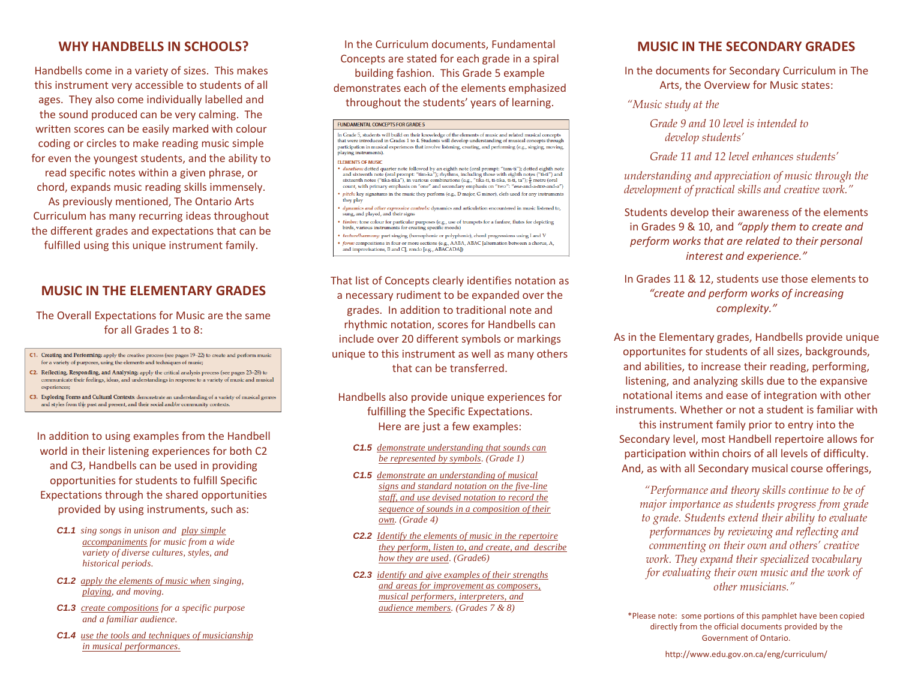## WHY HANDBELLS IN SCHOOLS?

Handbells come in a variety of sizes. This makes this instrument very accessible to students of all ages. They also come individually labelled and the sound produced can be very calming. The written scores can be easily marked with colour coding or circles to make reading music simple for even the youngest students, and the ability to read specific notes within a given phrase, or chord, expands music reading skills immensely. As previously mentioned, The Ontario Arts Curriculum has many recurring ideas throughout the different grades and expectations that can be fulfilled using this unique instrument family.

## MUSIC IN THE ELEMENTARY GRADES

The Overall Expectations for Music are the same for all Grades 1 to 8:

**C1. Creating and Performing:** apply the creative process (see pages 19–22) to create and perform music for a variety of purposes, using the elements and techniques of music;

**C2. Reflecting, Responding, and Analysing:** apply the critical analysis process (see pages 23–28) to communicate their feelings, ideas, and understandings in response to a variety of music and musical experiences;

**C3. Exploring Forms and Cultural Contexts:** demonstrate an understanding of a variety of musical genres and styles from the past and present, and their social and/or community contexts.

In addition to using examples from the Handbell world in their listening experiences for both C2 and C3, Handbells can be used in providing opportunities for students to fulfill Specific Expectations through the shared opportunities provided by using instruments, such as:

- ***C1.1*** *sing songs in unison and play simple accompaniments for music from a wide variety of diverse cultures, styles, and historical periods.*
- ***C1.2*** *apply the elements of music when singing, playing, and moving.*
- ***C1.3*** *create compositions for a specific purpose and a familiar audience.*
- ***C1.4*** *use the tools and techniques of musicianship in musical performances.*

In the Curriculum documents, Fundamental Concepts are stated for each grade in a spiral building fashion. This Grade 5 example demonstrates each of the elements emphasized throughout the students' years of learning.

**FUNDAMENTAL CONCEPTS FOR GRADE 5**

In Grade 5, students will build on their knowledge of the elements of music and related musical concepts that were introduced in Grades 1 to 4. Students will develop understanding of musical concepts through participation in musical experiences that involve listening, creating, and performing (e.g., singing, moving, playing instruments).

**ELEMENTS OF MUSIC**

- *duration:* dotted quarter note followed by an eighth note (oral prompt: "tam-ti"); dotted eighth note and sixteenth note (oral prompt: "tim-ka"); rhythms, including those with eighth notes ("ti-ti") and sixteenth notes ("tika-tika"), in various combinations (e.g., "tika-ti, ti-tika, ti-ti, ta"); $\frac{6}{8}$ metre (oral count, with primary emphasis on "one" and secondary emphasis on "two": "*one*-and-a-*two*-and-a")
- *pitch:* key signatures in the music they perform (e.g., D major, C minor), clefs used for any instruments they play
- *dynamics and other expressive controls:* dynamics and articulation encountered in music listened to, sung, and played, and their signs
- *timbre:* tone colour for particular purposes (e.g., use of trumpets for a fanfare, flutes for depicting birds, various instruments for creating specific moods)
- *texture/harmony:* part singing (homophonic or polyphonic), chord progressions using I and V
- *form:* compositions in four or more sections (e.g., AABA, ABAC [alternation between a chorus, A, and improvisations, B and C], rondo [e.g., ABACADA])

That list of Concepts clearly identifies notation as a necessary rudiment to be expanded over the grades. In addition to traditional note and rhythmic notation, scores for Handbells can include over 20 different symbols or markings unique to this instrument as well as many others that can be transferred.

Handbells also provide unique experiences for fulfilling the Specific Expectations. Here are just a few examples:

- ***C1.5*** *demonstrate understanding that sounds can be represented by symbols. (Grade 1)*
- ***C1.5*** *demonstrate an understanding of musical signs and standard notation on the five-line staff, and use devised notation to record the sequence of sounds in a composition of their own. (Grade 4)*
- ***C2.2*** *Identify the elements of music in the repertoire they perform, listen to, and create, and describe how they are used. (Grade6)*
- ***C2.3*** *identify and give examples of their strengths and areas for improvement as composers, musical performers, interpreters, and audience members. (Grades 7 & 8)*

## MUSIC IN THE SECONDARY GRADES

In the documents for Secondary Curriculum in The Arts, the Overview for Music states:

*"Music study at the*

*Grade 9 and 10 level is intended to develop students'*

*Grade 11 and 12 level enhances students'*

*understanding and appreciation of music through the development of practical skills and creative work."*

Students develop their awareness of the elements in Grades 9 & 10, and *"apply them to create and perform works that are related to their personal interest and experience."*

In Grades 11 & 12, students use those elements to *"create and perform works of increasing complexity."*

As in the Elementary grades, Handbells provide unique opportunites for students of all sizes, backgrounds, and abilities, to increase their reading, performing, listening, and analyzing skills due to the expansive notational items and ease of integration with other instruments. Whether or not a student is familiar with this instrument family prior to entry into the Secondary level, most Handbell repertoire allows for participation within choirs of all levels of difficulty. And, as with all Secondary musical course offerings,

*"Performance and theory skills continue to be of major importance as students progress from grade to grade. Students extend their ability to evaluate performances by reviewing and reflecting and commenting on their own and others' creative work. They expand their specialized vocabulary for evaluating their own music and the work of other musicians."*

*Please note: some portions of this pamphlet have been copied directly from the official documents provided by the Government of Ontario.

http://www.edu.gov.on.ca/eng/curriculum/